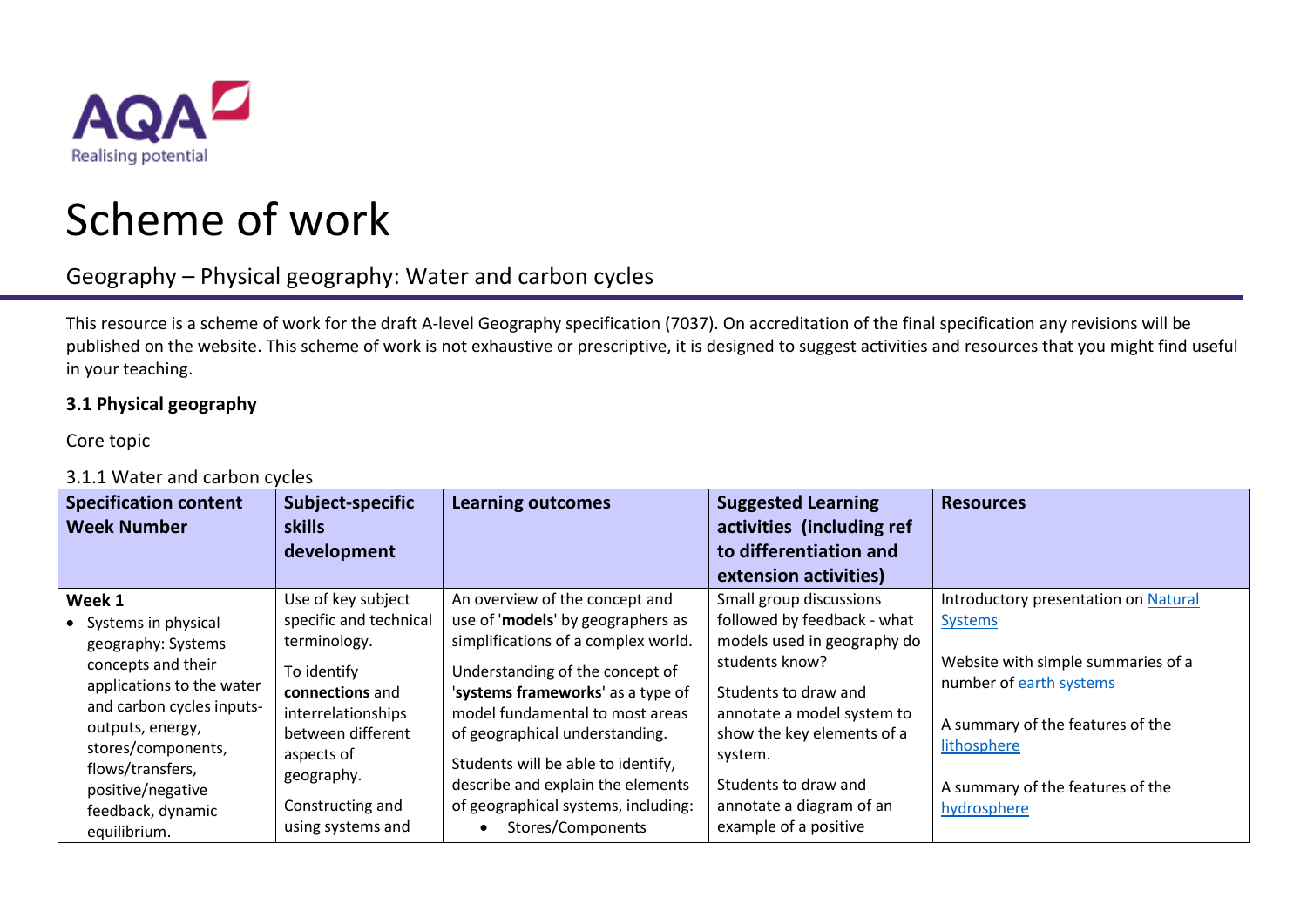# Scheme of work

## Geography – Physical geography: Water and carbon cycles

This resource is a scheme of work for the draft A-level Geography specification (7037). On accreditation of the final specification any revisions will be published on the website. This scheme of work is not exhaustive or prescriptive, it is designed to suggest activities and resources that you might find useful in your teaching.

**3.1 Physical geography**

Core topic

3.1.1 Water and carbon cycles

| Specification content Week Number | Subject-specific skills development | Learning outcomes | Suggested Learning activities (including ref to differentiation and extension activities) | Resources |
|---|---|---|---|---|
| **Week 1**<br>• Systems in physical geography: Systems concepts and their applications to the water and carbon cycles inputs-outputs, energy, stores/components, flows/transfers, positive/negative feedback, dynamic equilibrium. | Use of key subject specific and technical terminology.<br><br>To identify **connections** and interrelationships between different aspects of geography.<br><br>Constructing and using systems and | An overview of the concept and use of '**models**' by geographers as simplifications of a complex world.<br><br>Understanding of the concept of '**systems frameworks**' as a type of model fundamental to most areas of geographical understanding.<br><br>Students will be able to identify, describe and explain the elements of geographical systems, including:<br>• Stores/Components | Small group discussions followed by feedback - what models used in geography do students know?<br><br>Students to draw and annotate a model system to show the key elements of a system.<br><br>Students to draw and annotate a diagram of an example of a positive | Introductory presentation on Natural Systems<br><br>Website with simple summaries of a number of earth systems<br><br>A summary of the features of the lithosphere<br><br>A summary of the features of the hydrosphere |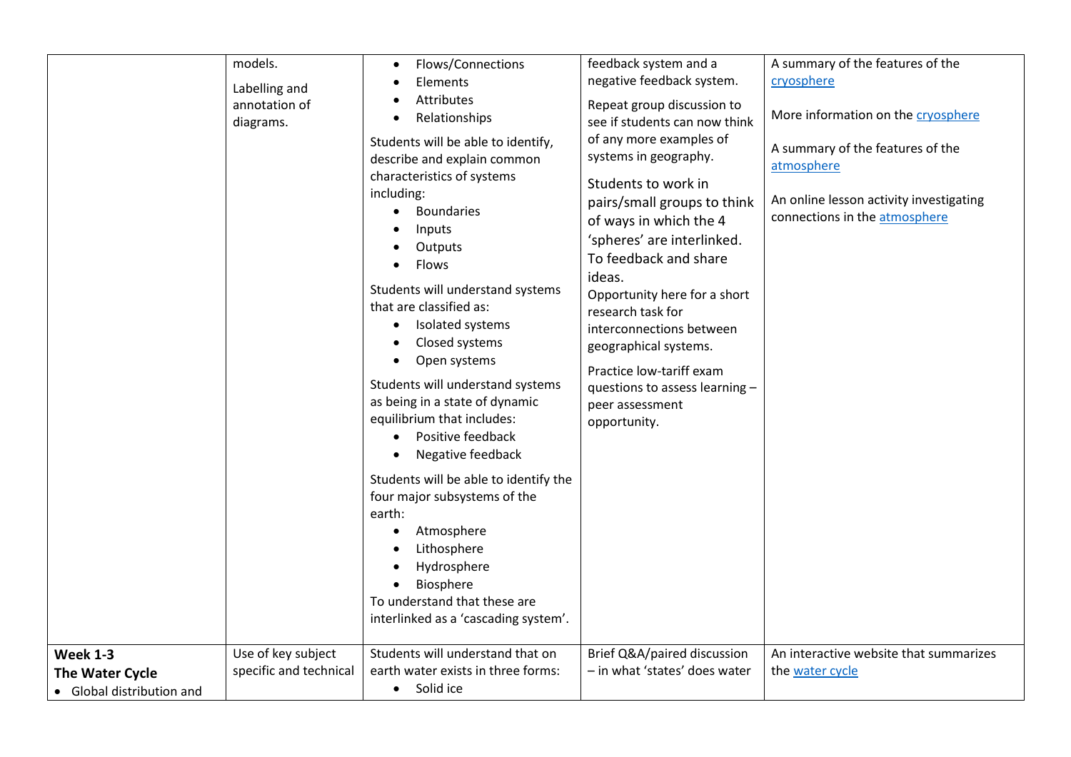| | | | | |
|---|---|---|---|---|
| | models.<br><br>Labelling and annotation of diagrams. | • Flows/Connections<br>• Elements<br>• Attributes<br>• Relationships<br><br>Students will be able to identify, describe and explain common characteristics of systems including:<br>• Boundaries<br>• Inputs<br>• Outputs<br>• Flows<br><br>Students will understand systems that are classified as:<br>• Isolated systems<br>• Closed systems<br>• Open systems<br><br>Students will understand systems as being in a state of dynamic equilibrium that includes:<br>• Positive feedback<br>• Negative feedback<br><br>Students will be able to identify the four major subsystems of the earth:<br>• Atmosphere<br>• Lithosphere<br>• Hydrosphere<br>• Biosphere<br>To understand that these are interlinked as a 'cascading system'. | feedback system and a negative feedback system.<br><br>Repeat group discussion to see if students can now think of any more examples of systems in geography.<br><br>Students to work in pairs/small groups to think of ways in which the 4 'spheres' are interlinked. To feedback and share ideas.<br>Opportunity here for a short research task for interconnections between geographical systems.<br><br>Practice low-tariff exam questions to assess learning – peer assessment opportunity. | A summary of the features of the cryosphere<br><br>More information on the cryosphere<br><br>A summary of the features of the atmosphere<br><br>An online lesson activity investigating connections in the atmosphere |
| **Week 1-3**<br>**The Water Cycle**<br>• Global distribution and | Use of key subject specific and technical | Students will understand that on earth water exists in three forms:<br>• Solid ice | Brief Q&A/paired discussion – in what 'states' does water | An interactive website that summarizes the water cycle |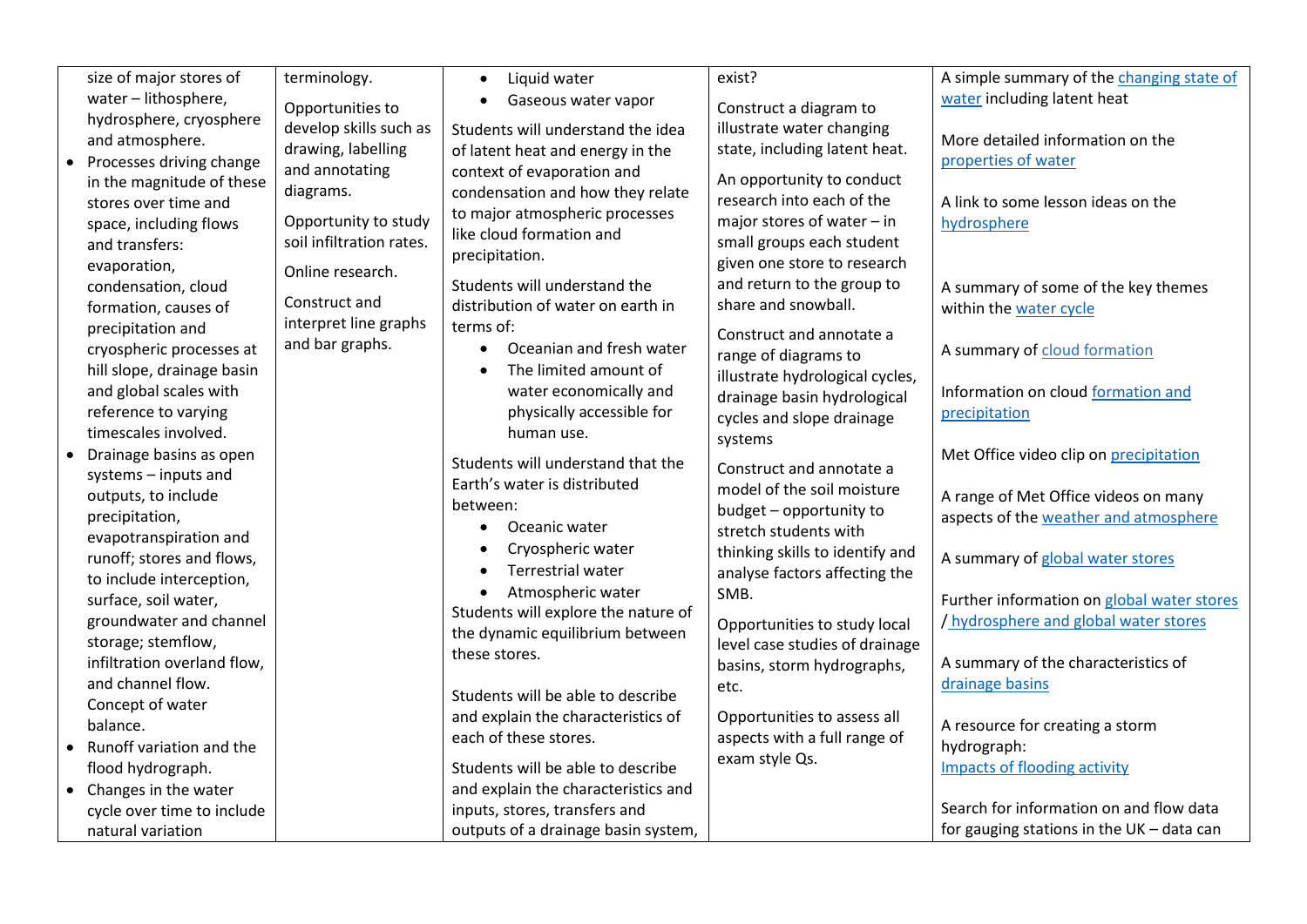| | | | | |
|---|---|---|---|---|
| size of major stores of water – lithosphere, hydrosphere, cryosphere and atmosphere.<br>• Processes driving change in the magnitude of these stores over time and space, including flows and transfers: evaporation, condensation, cloud formation, causes of precipitation and cryospheric processes at hill slope, drainage basin and global scales with reference to varying timescales involved.<br>• Drainage basins as open systems – inputs and outputs, to include precipitation, evapotranspiration and runoff; stores and flows, to include interception, surface, soil water, groundwater and channel storage; stemflow, infiltration overland flow, and channel flow. Concept of water balance.<br>• Runoff variation and the flood hydrograph.<br>• Changes in the water cycle over time to include natural variation | terminology.<br><br>Opportunities to develop skills such as drawing, labelling and annotating diagrams.<br><br>Opportunity to study soil infiltration rates.<br><br>Online research.<br><br>Construct and interpret line graphs and bar graphs. | • Liquid water<br>• Gaseous water vapor<br><br>Students will understand the idea of latent heat and energy in the context of evaporation and condensation and how they relate to major atmospheric processes like cloud formation and precipitation.<br><br>Students will understand the distribution of water on earth in terms of:<br>• Oceanian and fresh water<br>• The limited amount of water economically and physically accessible for human use.<br><br>Students will understand that the Earth's water is distributed between:<br>• Oceanic water<br>• Cryospheric water<br>• Terrestrial water<br>• Atmospheric water<br>Students will explore the nature of the dynamic equilibrium between these stores.<br><br>Students will be able to describe and explain the characteristics of each of these stores.<br><br>Students will be able to describe and explain the characteristics and inputs, stores, transfers and outputs of a drainage basin system, | exist?<br><br>Construct a diagram to illustrate water changing state, including latent heat.<br><br>An opportunity to conduct research into each of the major stores of water – in small groups each student given one store to research and return to the group to share and snowball.<br><br>Construct and annotate a range of diagrams to illustrate hydrological cycles, drainage basin hydrological cycles and slope drainage systems<br><br>Construct and annotate a model of the soil moisture budget – opportunity to stretch students with thinking skills to identify and analyse factors affecting the SMB.<br><br>Opportunities to study local level case studies of drainage basins, storm hydrographs, etc.<br><br>Opportunities to assess all aspects with a full range of exam style Qs. | A simple summary of the changing state of water including latent heat<br><br>More detailed information on the properties of water<br><br>A link to some lesson ideas on the hydrosphere<br><br>A summary of some of the key themes within the water cycle<br><br>A summary of cloud formation<br><br>Information on cloud formation and precipitation<br><br>Met Office video clip on precipitation<br><br>A range of Met Office videos on many aspects of the weather and atmosphere<br><br>A summary of global water stores<br><br>Further information on global water stores / hydrosphere and global water stores<br><br>A summary of the characteristics of drainage basins<br><br>A resource for creating a storm hydrograph: Impacts of flooding activity<br><br>Search for information on and flow data for gauging stations in the UK – data can |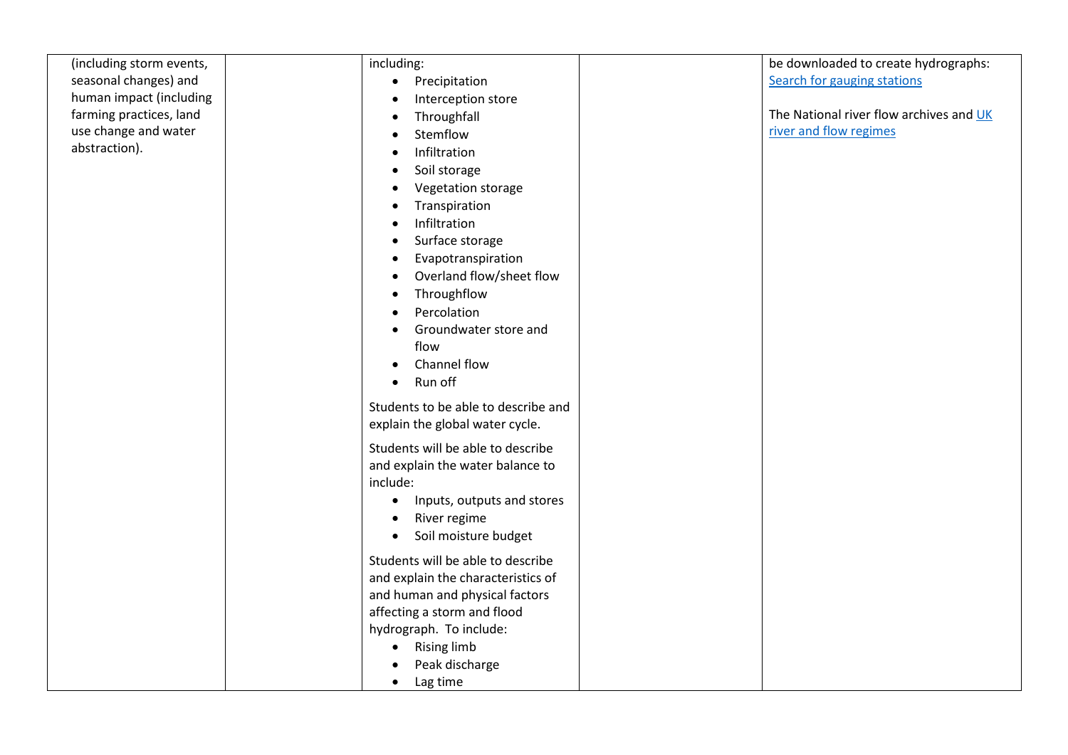| | | | | |
|---|---|---|---|---|
| (including storm events, seasonal changes) and human impact (including farming practices, land use change and water abstraction). | | including:<br>• Precipitation<br>• Interception store<br>• Throughfall<br>• Stemflow<br>• Infiltration<br>• Soil storage<br>• Vegetation storage<br>• Transpiration<br>• Infiltration<br>• Surface storage<br>• Evapotranspiration<br>• Overland flow/sheet flow<br>• Throughflow<br>• Percolation<br>• Groundwater store and flow<br>• Channel flow<br>• Run off<br><br>Students to be able to describe and explain the global water cycle.<br><br>Students will be able to describe and explain the water balance to include:<br>• Inputs, outputs and stores<br>• River regime<br>• Soil moisture budget<br><br>Students will be able to describe and explain the characteristics of and human and physical factors affecting a storm and flood hydrograph. To include:<br>• Rising limb<br>• Peak discharge<br>• Lag time | | be downloaded to create hydrographs: Search for gauging stations<br><br>The National river flow archives and UK river and flow regimes |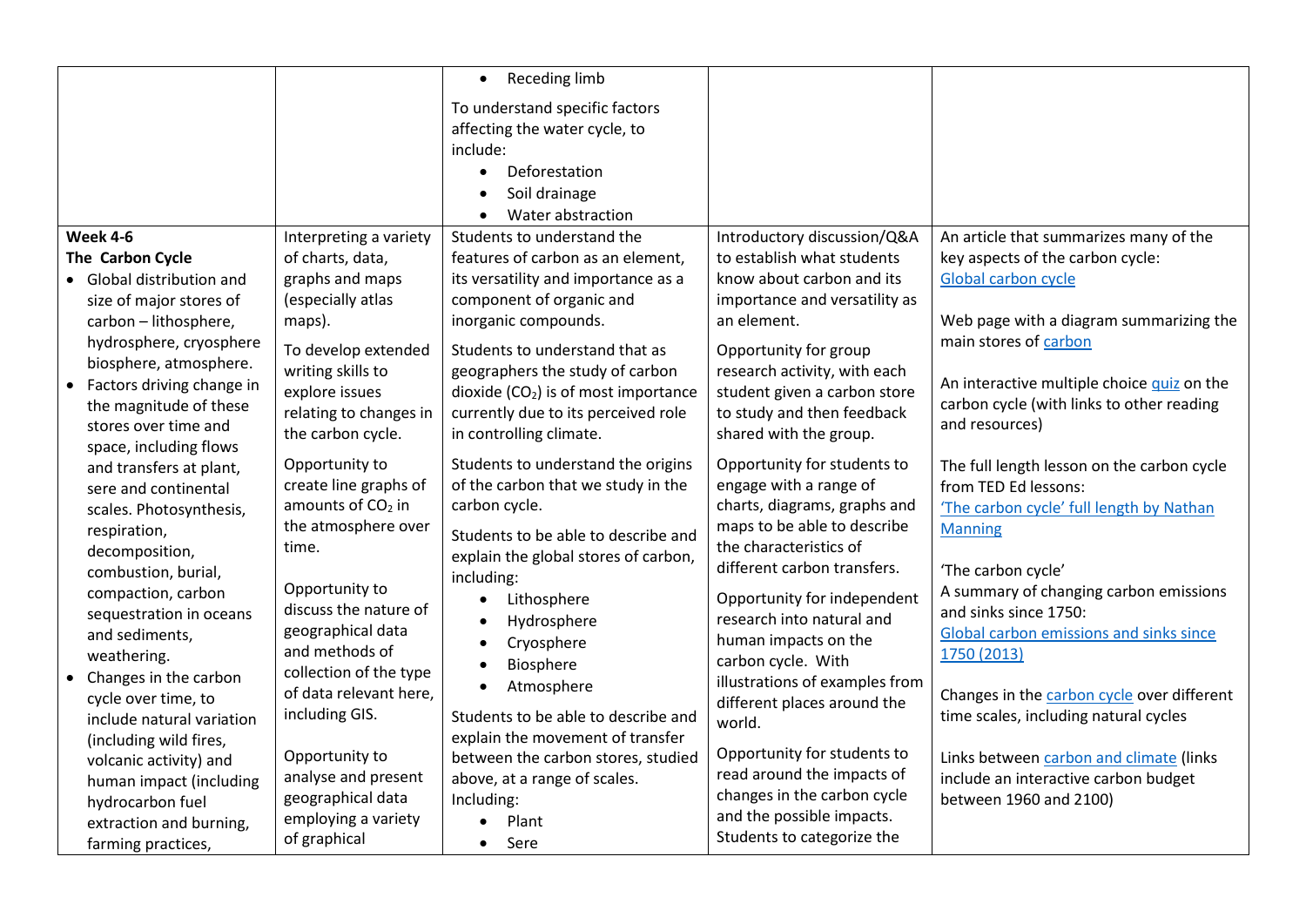| | | | | |
|---|---|---|---|---|
| | | • Receding limb<br><br>To understand specific factors affecting the water cycle, to include:<br>• Deforestation<br>• Soil drainage<br>• Water abstraction | | |
| **Week 4-6**<br>**The Carbon Cycle**<br>• Global distribution and size of major stores of carbon – lithosphere, hydrosphere, cryosphere biosphere, atmosphere.<br>• Factors driving change in the magnitude of these stores over time and space, including flows and transfers at plant, sere and continental scales. Photosynthesis, respiration, decomposition, combustion, burial, compaction, carbon sequestration in oceans and sediments, weathering.<br>• Changes in the carbon cycle over time, to include natural variation (including wild fires, volcanic activity) and human impact (including hydrocarbon fuel extraction and burning, farming practices, | Interpreting a variety of charts, data, graphs and maps (especially atlas maps).<br><br>To develop extended writing skills to explore issues relating to changes in the carbon cycle.<br><br>Opportunity to create line graphs of amounts of $CO_2$ in the atmosphere over time.<br><br>Opportunity to discuss the nature of geographical data and methods of collection of the type of data relevant here, including GIS.<br><br>Opportunity to analyse and present geographical data employing a variety of graphical | Students to understand the features of carbon as an element, its versatility and importance as a component of organic and inorganic compounds.<br><br>Students to understand that as geographers the study of carbon dioxide ($CO_2$) is of most importance currently due to its perceived role in controlling climate.<br><br>Students to understand the origins of the carbon that we study in the carbon cycle.<br><br>Students to be able to describe and explain the global stores of carbon, including:<br>• Lithosphere<br>• Hydrosphere<br>• Cryosphere<br>• Biosphere<br>• Atmosphere<br><br>Students to be able to describe and explain the movement of transfer between the carbon stores, studied above, at a range of scales. Including:<br>• Plant<br>• Sere | Introductory discussion/Q&A to establish what students know about carbon and its importance and versatility as an element.<br><br>Opportunity for group research activity, with each student given a carbon store to study and then feedback shared with the group.<br><br>Opportunity for students to engage with a range of charts, diagrams, graphs and maps to be able to describe the characteristics of different carbon transfers.<br><br>Opportunity for independent research into natural and human impacts on the carbon cycle. With illustrations of examples from different places around the world.<br><br>Opportunity for students to read around the impacts of changes in the carbon cycle and the possible impacts. Students to categorize the | An article that summarizes many of the key aspects of the carbon cycle: [Global carbon cycle]<br><br>Web page with a diagram summarizing the main stores of [carbon]<br><br>An interactive multiple choice [quiz] on the carbon cycle (with links to other reading and resources)<br><br>The full length lesson on the carbon cycle from TED Ed lessons: ['The carbon cycle' full length by Nathan Manning]<br><br>'The carbon cycle'<br>A summary of changing carbon emissions and sinks since 1750: [Global carbon emissions and sinks since 1750 (2013)]<br><br>Changes in the [carbon cycle] over different time scales, including natural cycles<br><br>Links between [carbon and climate] (links include an interactive carbon budget between 1960 and 2100) |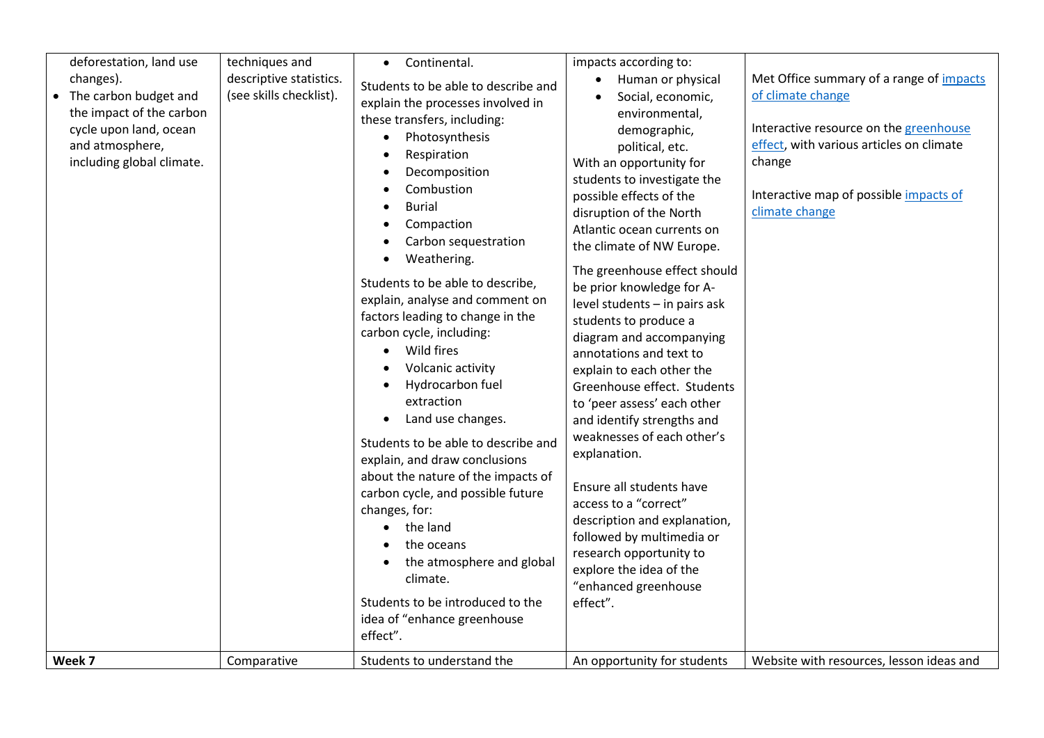| | | | | |
|---|---|---|---|---|
| deforestation, land use changes).<br>• The carbon budget and the impact of the carbon cycle upon land, ocean and atmosphere, including global climate. | techniques and descriptive statistics. (see skills checklist). | • Continental.<br><br>Students to be able to describe and explain the processes involved in these transfers, including:<br>• Photosynthesis<br>• Respiration<br>• Decomposition<br>• Combustion<br>• Burial<br>• Compaction<br>• Carbon sequestration<br>• Weathering.<br><br>Students to be able to describe, explain, analyse and comment on factors leading to change in the carbon cycle, including:<br>• Wild fires<br>• Volcanic activity<br>• Hydrocarbon fuel extraction<br>• Land use changes.<br><br>Students to be able to describe and explain, and draw conclusions about the nature of the impacts of carbon cycle, and possible future changes, for:<br>• the land<br>• the oceans<br>• the atmosphere and global climate.<br><br>Students to be introduced to the idea of "enhance greenhouse effect". | impacts according to:<br>• Human or physical<br>• Social, economic, environmental, demographic, political, etc.<br>With an opportunity for students to investigate the possible effects of the disruption of the North Atlantic ocean currents on the climate of NW Europe.<br><br>The greenhouse effect should be prior knowledge for A-level students – in pairs ask students to produce a diagram and accompanying annotations and text to explain to each other the Greenhouse effect. Students to 'peer assess' each other and identify strengths and weaknesses of each other's explanation.<br><br>Ensure all students have access to a "correct" description and explanation, followed by multimedia or research opportunity to explore the idea of the "enhanced greenhouse effect". | Met Office summary of a range of impacts of climate change<br><br>Interactive resource on the greenhouse effect, with various articles on climate change<br><br>Interactive map of possible impacts of climate change |
| **Week 7** | Comparative | Students to understand the | An opportunity for students | Website with resources, lesson ideas and |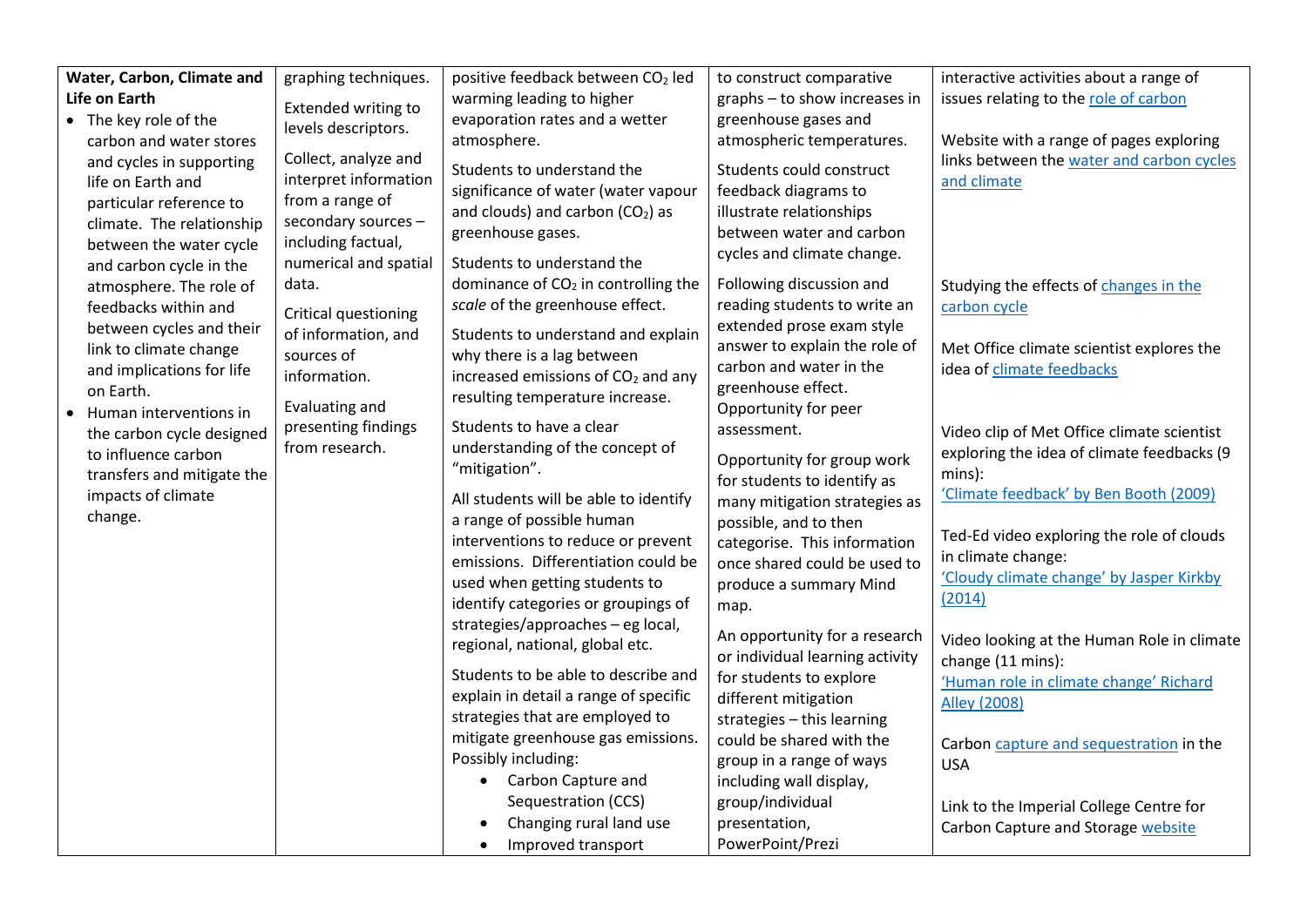| Water, Carbon, Climate and Life on Earth | graphing techniques. | positive feedback between $CO_2$ led warming leading to higher evaporation rates and a wetter atmosphere. | to construct comparative graphs – to show increases in greenhouse gases and atmospheric temperatures. | interactive activities about a range of issues relating to the role of carbon |
|---|---|---|---|---|
| • The key role of the carbon and water stores and cycles in supporting life on Earth and particular reference to climate. The relationship between the water cycle and carbon cycle in the atmosphere. The role of feedbacks within and between cycles and their link to climate change and implications for life on Earth.<br>• Human interventions in the carbon cycle designed to influence carbon transfers and mitigate the impacts of climate change. | Extended writing to levels descriptors.<br><br>Collect, analyze and interpret information from a range of secondary sources – including factual, numerical and spatial data.<br><br>Critical questioning of information, and sources of information.<br><br>Evaluating and presenting findings from research. | Students to understand the significance of water (water vapour and clouds) and carbon ($CO_2$) as greenhouse gases.<br><br>Students to understand the dominance of $CO_2$ in controlling the *scale* of the greenhouse effect.<br><br>Students to understand and explain why there is a lag between increased emissions of $CO_2$ and any resulting temperature increase.<br><br>Students to have a clear understanding of the concept of "mitigation".<br><br>All students will be able to identify a range of possible human interventions to reduce or prevent emissions. Differentiation could be used when getting students to identify categories or groupings of strategies/approaches – eg local, regional, national, global etc.<br><br>Students to be able to describe and explain in detail a range of specific strategies that are employed to mitigate greenhouse gas emissions. Possibly including:<br>• Carbon Capture and Sequestration (CCS)<br>• Changing rural land use<br>• Improved transport | Students could construct feedback diagrams to illustrate relationships between water and carbon cycles and climate change.<br><br>Following discussion and reading students to write an extended prose exam style answer to explain the role of carbon and water in the greenhouse effect. Opportunity for peer assessment.<br><br>Opportunity for group work for students to identify as many mitigation strategies as possible, and to then categorise. This information once shared could be used to produce a summary Mind map.<br><br>An opportunity for a research or individual learning activity for students to explore different mitigation strategies – this learning could be shared with the group in a range of ways including wall display, group/individual presentation, PowerPoint/Prezi | Website with a range of pages exploring links between the water and carbon cycles and climate<br><br>Studying the effects of changes in the carbon cycle<br><br>Met Office climate scientist explores the idea of climate feedbacks<br><br>Video clip of Met Office climate scientist exploring the idea of climate feedbacks (9 mins):<br>'Climate feedback' by Ben Booth (2009)<br><br>Ted-Ed video exploring the role of clouds in climate change:<br>'Cloudy climate change' by Jasper Kirkby (2014)<br><br>Video looking at the Human Role in climate change (11 mins):<br>'Human role in climate change' Richard Alley (2008)<br><br>Carbon capture and sequestration in the USA<br><br>Link to the Imperial College Centre for Carbon Capture and Storage website |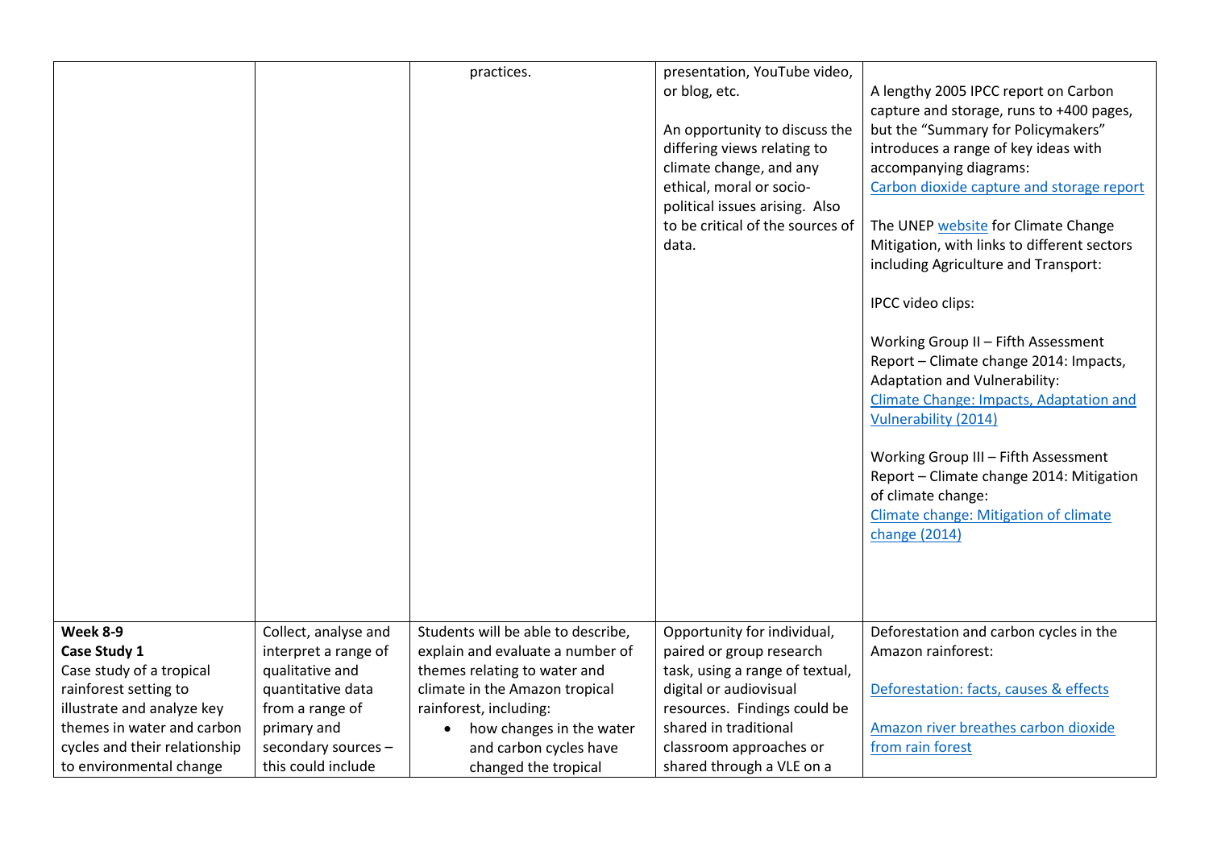| | | | | |
|---|---|---|---|---|
| | | practices. | presentation, YouTube video, or blog, etc.<br><br>An opportunity to discuss the differing views relating to climate change, and any ethical, moral or socio-political issues arising. Also to be critical of the sources of data. | A lengthy 2005 IPCC report on Carbon capture and storage, runs to +400 pages, but the "Summary for Policymakers" introduces a range of key ideas with accompanying diagrams:<br>Carbon dioxide capture and storage report<br><br>The UNEP website for Climate Change Mitigation, with links to different sectors including Agriculture and Transport:<br><br>IPCC video clips:<br><br>Working Group II – Fifth Assessment Report – Climate change 2014: Impacts, Adaptation and Vulnerability:<br>Climate Change: Impacts, Adaptation and Vulnerability (2014)<br><br>Working Group III – Fifth Assessment Report – Climate change 2014: Mitigation of climate change:<br>Climate change: Mitigation of climate change (2014) |
| **Week 8-9**<br>**Case Study 1**<br>Case study of a tropical rainforest setting to illustrate and analyze key themes in water and carbon cycles and their relationship to environmental change | Collect, analyse and interpret a range of qualitative and quantitative data from a range of primary and secondary sources – this could include | Students will be able to describe, explain and evaluate a number of themes relating to water and climate in the Amazon tropical rainforest, including:<br>• how changes in the water and carbon cycles have changed the tropical | Opportunity for individual, paired or group research task, using a range of textual, digital or audiovisual resources. Findings could be shared in traditional classroom approaches or shared through a VLE on a | Deforestation and carbon cycles in the Amazon rainforest:<br><br>Deforestation: facts, causes & effects<br><br>Amazon river breathes carbon dioxide from rain forest |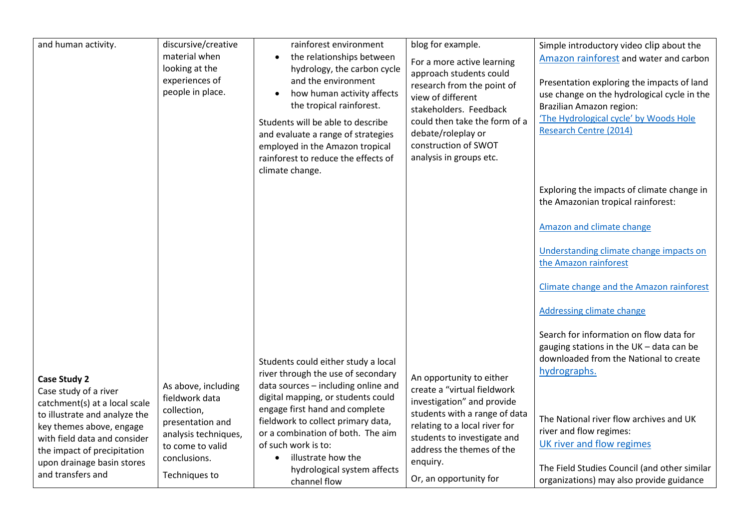| | | | | |
|---|---|---|---|---|
| and human activity. | discursive/creative material when looking at the experiences of people in place. | rainforest environment<br>• the relationships between hydrology, the carbon cycle and the environment<br>• how human activity affects the tropical rainforest.<br><br>Students will be able to describe and evaluate a range of strategies employed in the Amazon tropical rainforest to reduce the effects of climate change. | blog for example.<br><br>For a more active learning approach students could research from the point of view of different stakeholders. Feedback could then take the form of a debate/roleplay or construction of SWOT analysis in groups etc. | Simple introductory video clip about the Amazon rainforest and water and carbon<br><br>Presentation exploring the impacts of land use change on the hydrological cycle in the Brazilian Amazon region:<br>'The Hydrological cycle' by Woods Hole Research Centre (2014)<br><br>Exploring the impacts of climate change in the Amazonian tropical rainforest:<br><br>Amazon and climate change<br><br>Understanding climate change impacts on the Amazon rainforest<br><br>Climate change and the Amazon rainforest<br><br>Addressing climate change |
| **Case Study 2**<br>Case study of a river catchment(s) at a local scale to illustrate and analyze the key themes above, engage with field data and consider the impact of precipitation upon drainage basin stores and transfers and | As above, including fieldwork data collection, presentation and analysis techniques, to come to valid conclusions.<br><br>Techniques to | Students could either study a local river through the use of secondary data sources – including online and digital mapping, or students could engage first hand and complete fieldwork to collect primary data, or a combination of both. The aim of such work is to:<br>• illustrate how the hydrological system affects channel flow | An opportunity to either create a "virtual fieldwork investigation" and provide students with a range of data relating to a local river for students to investigate and address the themes of the enquiry.<br><br>Or, an opportunity for | Search for information on flow data for gauging stations in the UK – data can be downloaded from the National to create hydrographs.<br><br>The National river flow archives and UK river and flow regimes:<br>UK river and flow regimes<br><br>The Field Studies Council (and other similar organizations) may also provide guidance |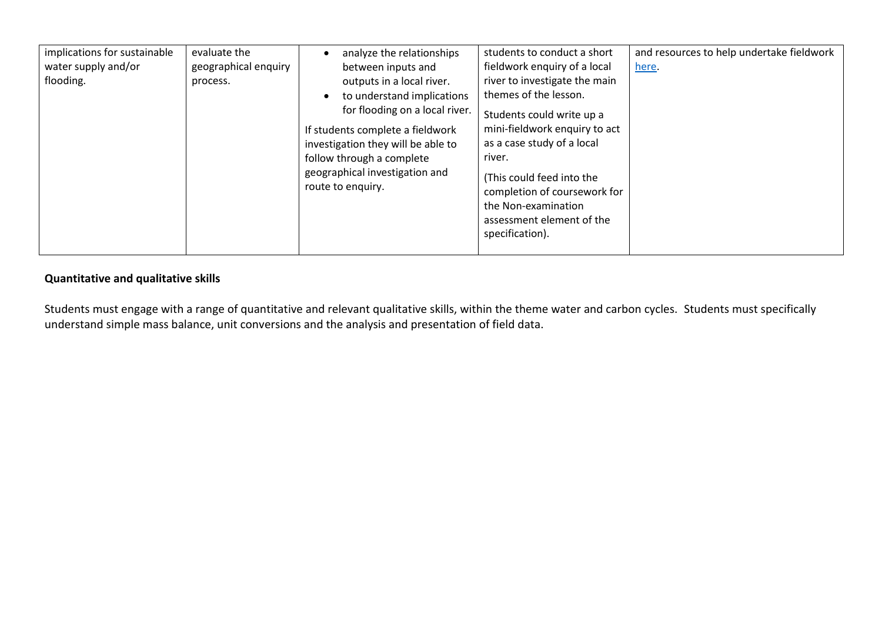| | | | | |
|---|---|---|---|---|
| implications for sustainable water supply and/or flooding. | evaluate the geographical enquiry process. | • analyze the relationships between inputs and outputs in a local river.<br>• to understand implications for flooding on a local river.<br><br>If students complete a fieldwork investigation they will be able to follow through a complete geographical investigation and route to enquiry. | students to conduct a short fieldwork enquiry of a local river to investigate the main themes of the lesson.<br><br>Students could write up a mini-fieldwork enquiry to act as a case study of a local river.<br><br>(This could feed into the completion of coursework for the Non-examination assessment element of the specification). | and resources to help undertake fieldwork here. |

**Quantitative and qualitative skills**

Students must engage with a range of quantitative and relevant qualitative skills, within the theme water and carbon cycles. Students must specifically understand simple mass balance, unit conversions and the analysis and presentation of field data.